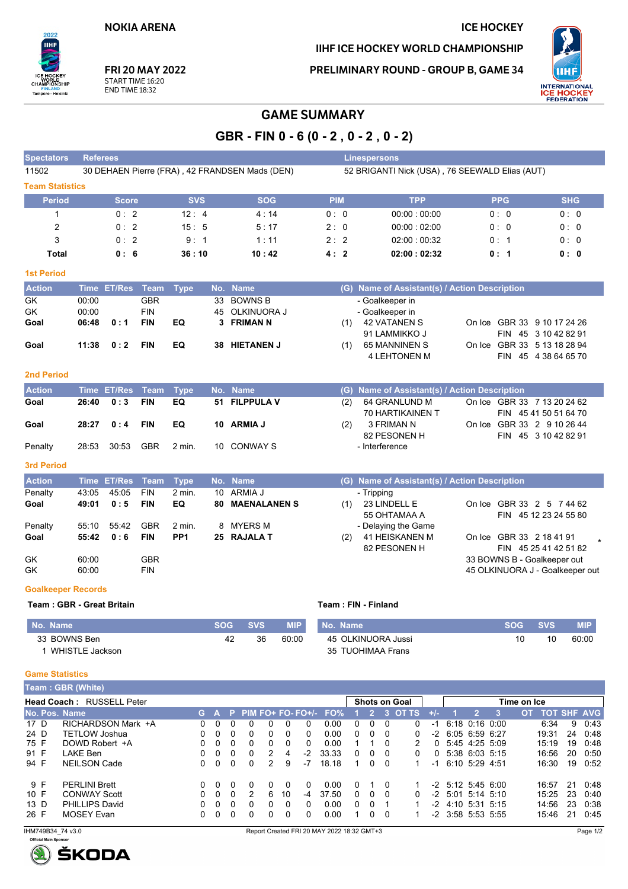NOKIA ARENA

ICE HOCKEY

IIHF ICE HOCKEY WORLD CHAMPIONSHIP

FRI 20 MAY 2022
START TIME 16:20
END TIME 18:32

PRELIMINARY ROUND - GROUP B, GAME 34

# GAME SUMMARY

## GBR - FIN 0 - 6 (0 - 2 , 0 - 2 , 0 - 2)

| Spectators | Referees | Linespersons |
|---|---|---|
| 11502 | 30 DEHAEN Pierre (FRA) , 42 FRANDSEN Mads (DEN) | 52 BRIGANTI Nick (USA) , 76 SEEWALD Elias (AUT) |

### Team Statistics

| Period | Score | SVS | SOG | PIM | TPP | PPG | SHG |
|---|---|---|---|---|---|---|---|
| 1 | 0 : 2 | 12 : 4 | 4 : 14 | 0 : 0 | 00:00 : 00:00 | 0 : 0 | 0 : 0 |
| 2 | 0 : 2 | 15 : 5 | 5 : 17 | 2 : 0 | 00:00 : 02:00 | 0 : 0 | 0 : 0 |
| 3 | 0 : 2 | 9 : 1 | 1 : 11 | 2 : 2 | 02:00 : 00:32 | 0 : 1 | 0 : 0 |
| **Total** | **0 : 6** | **36 : 10** | **10 : 42** | **4 : 2** | **02:00 : 02:32** | **0 : 1** | **0 : 0** |

### 1st Period

| Action | Time | ET/Res | Team | Type | No. | Name | (G) | Name of Assistant(s) / Action Description | On Ice |
|---|---|---|---|---|---|---|---|---|---|
| GK | 00:00 | | GBR | | 33 | BOWNS B | | - Goalkeeper in | |
| GK | 00:00 | | FIN | | 45 | OLKINUORA J | | - Goalkeeper in | |
| **Goal** | **06:48** | **0 : 1** | **FIN** | **EQ** | **3** | **FRIMAN N** | (1) | 42 VATANEN S<br>91 LAMMIKKO J | On Ice GBR 33 9 10 17 24 26<br>FIN 45 3 10 42 82 91 |
| **Goal** | **11:38** | **0 : 2** | **FIN** | **EQ** | **38** | **HIETANEN J** | (1) | 65 MANNINEN S<br>4 LEHTONEN M | On Ice GBR 33 5 13 18 28 94<br>FIN 45 4 38 64 65 70 |

### 2nd Period

| Action | Time | ET/Res | Team | Type | No. | Name | (G) | Name of Assistant(s) / Action Description | On Ice |
|---|---|---|---|---|---|---|---|---|---|
| **Goal** | **26:40** | **0 : 3** | **FIN** | **EQ** | **51** | **FILPPULA V** | (2) | 64 GRANLUND M<br>70 HARTIKAINEN T | On Ice GBR 33 7 13 20 24 62<br>FIN 45 41 50 51 64 70 |
| **Goal** | **28:27** | **0 : 4** | **FIN** | **EQ** | **10** | **ARMIA J** | (2) | 3 FRIMAN N<br>82 PESONEN H | On Ice GBR 33 2 9 10 26 44<br>FIN 45 3 10 42 82 91 |
| Penalty | 28:53 | 30:53 | GBR | 2 min. | 10 | CONWAY S | | - Interference | |

### 3rd Period

| Action | Time | ET/Res | Team | Type | No. | Name | (G) | Name of Assistant(s) / Action Description | On Ice |
|---|---|---|---|---|---|---|---|---|---|
| Penalty | 43:05 | 45:05 | FIN | 2 min. | 10 | ARMIA J | | - Tripping | |
| **Goal** | **49:01** | **0 : 5** | **FIN** | **EQ** | **80** | **MAENALANEN S** | (1) | 23 LINDELL E<br>55 OHTAMAA A | On Ice GBR 33 2 5 7 44 62<br>FIN 45 12 23 24 55 80 |
| Penalty | 55:10 | 55:42 | GBR | 2 min. | 8 | MYERS M | | - Delaying the Game | |
| **Goal** | **55:42** | **0 : 6** | **FIN** | **PP1** | **25** | **RAJALA T** | (2) | 41 HEISKANEN M<br>82 PESONEN H | On Ice GBR 33 2 18 41 91<br>FIN 45 25 41 42 51 82 * |
| GK | 60:00 | | GBR | | | | | | 33 BOWNS B - Goalkeeper out |
| GK | 60:00 | | FIN | | | | | | 45 OLKINUORA J - Goalkeeper out |

### Goalkeeper Records

**Team : GBR - Great Britain**

| No. | Name | SOG | SVS | MIP |
|---|---|---|---|---|
| 33 | BOWNS Ben | 42 | 36 | 60:00 |
| 1 | WHISTLE Jackson | | | |

**Team : FIN - Finland**

| No. | Name | SOG | SVS | MIP |
|---|---|---|---|---|
| 45 | OLKINUORA Jussi | 10 | 10 | 60:00 |
| 35 | TUOHIMAA Frans | | | |

### Game Statistics

**Team : GBR (White)**

**Head Coach :** RUSSELL Peter

| No. | Pos. | Name | G | A | P | PIM | FO+ | FO- | FO+/- | FO% | SOG 1 | SOG 2 | SOG 3 | SOG OT | SOG TS | +/- | TOI 1 | TOI 2 | TOI 3 | TOI OT | TOT | SHF | AVG |
|---|---|---|---|---|---|---|---|---|---|---|---|---|---|---|---|---|---|---|---|---|---|---|---|
| 17 | D | RICHARDSON Mark +A | 0 | 0 | 0 | 0 | 0 | 0 | 0 | 0.00 | 0 | 0 | 0 | | 0 | -1 | 6:18 | 0:16 | 0:00 | | 6:34 | 9 | 0:43 |
| 24 | D | TETLOW Joshua | 0 | 0 | 0 | 0 | 0 | 0 | 0 | 0.00 | 0 | 0 | 0 | | 0 | -2 | 6:05 | 6:59 | 6:27 | | 19:31 | 24 | 0:48 |
| 75 | F | DOWD Robert +A | 0 | 0 | 0 | 0 | 0 | 0 | 0 | 0.00 | 1 | 1 | 0 | | 2 | 0 | 5:45 | 4:25 | 5:09 | | 15:19 | 19 | 0:48 |
| 91 | F | LAKE Ben | 0 | 0 | 0 | 0 | 2 | 4 | -2 | 33.33 | 0 | 0 | 0 | | 0 | 0 | 5:38 | 6:03 | 5:15 | | 16:56 | 20 | 0:50 |
| 94 | F | NEILSON Cade | 0 | 0 | 0 | 0 | 2 | 9 | -7 | 18.18 | 1 | 0 | 0 | | 1 | -1 | 6:10 | 5:29 | 4:51 | | 16:30 | 19 | 0:52 |
| 9 | F | PERLINI Brett | 0 | 0 | 0 | 0 | 0 | 0 | 0 | 0.00 | 0 | 1 | 0 | | 1 | -2 | 5:12 | 5:45 | 6:00 | | 16:57 | 21 | 0:48 |
| 10 | F | CONWAY Scott | 0 | 0 | 0 | 2 | 6 | 10 | -4 | 37.50 | 0 | 0 | 0 | | 0 | -2 | 5:01 | 5:14 | 5:10 | | 15:25 | 23 | 0:40 |
| 13 | D | PHILLIPS David | 0 | 0 | 0 | 0 | 0 | 0 | 0 | 0.00 | 0 | 0 | 1 | | 1 | -2 | 4:10 | 5:31 | 5:15 | | 14:56 | 23 | 0:38 |
| 26 | F | MOSEY Evan | 0 | 0 | 0 | 0 | 0 | 0 | 0 | 0.00 | 1 | 0 | 0 | | 1 | -2 | 3:58 | 5:53 | 5:55 | | 15:46 | 21 | 0:45 |

IHM749B34_74 v3.0 Report Created FRI 20 MAY 2022 18:32 GMT+3

Official Main Sponsor ŠKODA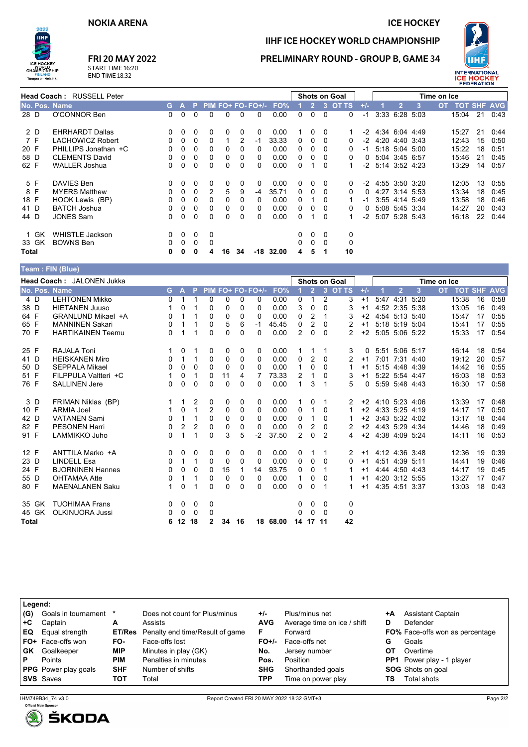NOKIA ARENA

FRI 20 MAY 2022
START TIME 16:20
END TIME 18:32

ICE HOCKEY

# IIHF ICE HOCKEY WORLD CHAMPIONSHIP

## PRELIMINARY ROUND - GROUP B, GAME 34

Head Coach : RUSSELL Peter

| No. | Pos. | Name | G | A | P | PIM | FO+ | FO- | FO+/- | FO% | SOG 1 | SOG 2 | SOG 3 | SOG OT | TS | +/- | TOI 1 | TOI 2 | TOI 3 | TOI OT | TOT | SHF | AVG |
|---|---|---|---|---|---|---|---|---|---|---|---|---|---|---|---|---|---|---|---|---|---|---|---|
| 28 | D | O'CONNOR Ben | 0 | 0 | 0 | 0 | 0 | 0 | 0 | 0.00 | 0 | 0 | 0 | | 0 | -1 | 3:33 | 6:28 | 5:03 | | 15:04 | 21 | 0:43 |
| 2 | D | EHRHARDT Dallas | 0 | 0 | 0 | 0 | 0 | 0 | 0 | 0.00 | 1 | 0 | 0 | | 1 | -2 | 4:34 | 6:04 | 4:49 | | 15:27 | 21 | 0:44 |
| 7 | F | LACHOWICZ Robert | 0 | 0 | 0 | 0 | 1 | 2 | -1 | 33.33 | 0 | 0 | 0 | | 0 | -2 | 4:20 | 4:40 | 3:43 | | 12:43 | 15 | 0:50 |
| 20 | F | PHILLIPS Jonathan +C | 0 | 0 | 0 | 0 | 0 | 0 | 0 | 0.00 | 0 | 0 | 0 | | 0 | -1 | 5:18 | 5:04 | 5:00 | | 15:22 | 18 | 0:51 |
| 58 | D | CLEMENTS David | 0 | 0 | 0 | 0 | 0 | 0 | 0 | 0.00 | 0 | 0 | 0 | | 0 | 0 | 5:04 | 3:45 | 6:57 | | 15:46 | 21 | 0:45 |
| 62 | F | WALLER Joshua | 0 | 0 | 0 | 0 | 0 | 0 | 0 | 0.00 | 0 | 1 | 0 | | 1 | -2 | 5:14 | 3:52 | 4:23 | | 13:29 | 14 | 0:57 |
| 5 | F | DAVIES Ben | 0 | 0 | 0 | 0 | 0 | 0 | 0 | 0.00 | 0 | 0 | 0 | | 0 | -2 | 4:55 | 3:50 | 3:20 | | 12:05 | 13 | 0:55 |
| 8 | F | MYERS Matthew | 0 | 0 | 0 | 2 | 5 | 9 | -4 | 35.71 | 0 | 0 | 0 | | 0 | 0 | 4:27 | 3:14 | 5:53 | | 13:34 | 18 | 0:45 |
| 18 | F | HOOK Lewis (BP) | 0 | 0 | 0 | 0 | 0 | 0 | 0 | 0.00 | 0 | 1 | 0 | | 1 | -1 | 3:55 | 4:14 | 5:49 | | 13:58 | 18 | 0:46 |
| 41 | D | BATCH Joshua | 0 | 0 | 0 | 0 | 0 | 0 | 0 | 0.00 | 0 | 0 | 0 | | 0 | 0 | 5:08 | 5:45 | 3:34 | | 14:27 | 20 | 0:43 |
| 44 | D | JONES Sam | 0 | 0 | 0 | 0 | 0 | 0 | 0 | 0.00 | 0 | 1 | 0 | | 1 | -2 | 5:07 | 5:28 | 5:43 | | 16:18 | 22 | 0:44 |
| 1 | GK | WHISTLE Jackson | 0 | 0 | 0 | 0 | | | | | 0 | 0 | 0 | | 0 | | | | | | | | |
| 33 | GK | BOWNS Ben | 0 | 0 | 0 | 0 | | | | | 0 | 0 | 0 | | 0 | | | | | | | | |
| Total | | | 0 | 0 | 0 | 4 | 16 | 34 | -18 | 32.00 | 4 | 5 | 1 | | 10 | | | | | | | | |

Team : FIN (Blue)

Head Coach : JALONEN Jukka

| No. | Pos. | Name | G | A | P | PIM | FO+ | FO- | FO+/- | FO% | SOG 1 | SOG 2 | SOG 3 | SOG OT | TS | +/- | TOI 1 | TOI 2 | TOI 3 | TOI OT | TOT | SHF | AVG |
|---|---|---|---|---|---|---|---|---|---|---|---|---|---|---|---|---|---|---|---|---|---|---|---|
| 4 | D | LEHTONEN Mikko | 0 | 1 | 1 | 0 | 0 | 0 | 0 | 0.00 | 0 | 1 | 2 | | 3 | +1 | 5:47 | 4:31 | 5:20 | | 15:38 | 16 | 0:58 |
| 38 | D | HIETANEN Juuso | 1 | 0 | 1 | 0 | 0 | 0 | 0 | 0.00 | 3 | 0 | 0 | | 3 | +1 | 4:52 | 2:35 | 5:38 | | 13:05 | 16 | 0:49 |
| 64 | F | GRANLUND Mikael +A | 0 | 1 | 1 | 0 | 0 | 0 | 0 | 0.00 | 0 | 2 | 1 | | 3 | +2 | 4:54 | 5:13 | 5:40 | | 15:47 | 17 | 0:55 |
| 65 | F | MANNINEN Sakari | 0 | 1 | 1 | 0 | 5 | 6 | -1 | 45.45 | 0 | 2 | 0 | | 2 | +1 | 5:18 | 5:19 | 5:04 | | 15:41 | 17 | 0:55 |
| 70 | F | HARTIKAINEN Teemu | 0 | 1 | 1 | 0 | 0 | 0 | 0 | 0.00 | 2 | 0 | 0 | | 2 | +2 | 5:05 | 5:06 | 5:22 | | 15:33 | 17 | 0:54 |
| 25 | F | RAJALA Toni | 1 | 0 | 1 | 0 | 0 | 0 | 0 | 0.00 | 1 | 1 | 1 | | 3 | 0 | 5:51 | 5:06 | 5:17 | | 16:14 | 18 | 0:54 |
| 41 | D | HEISKANEN Miro | 0 | 1 | 1 | 0 | 0 | 0 | 0 | 0.00 | 0 | 2 | 0 | | 2 | +1 | 7:01 | 7:31 | 4:40 | | 19:12 | 20 | 0:57 |
| 50 | D | SEPPALA Mikael | 0 | 0 | 0 | 0 | 0 | 0 | 0 | 0.00 | 1 | 0 | 0 | | 1 | +1 | 5:15 | 4:48 | 4:39 | | 14:42 | 16 | 0:55 |
| 51 | F | FILPPULA Valtteri +C | 1 | 0 | 1 | 0 | 11 | 4 | 7 | 73.33 | 2 | 1 | 0 | | 3 | +1 | 5:22 | 5:54 | 4:47 | | 16:03 | 18 | 0:53 |
| 76 | F | SALLINEN Jere | 0 | 0 | 0 | 0 | 0 | 0 | 0 | 0.00 | 1 | 3 | 1 | | 5 | 0 | 5:59 | 5:48 | 4:43 | | 16:30 | 17 | 0:58 |
| 3 | D | FRIMAN Niklas (BP) | 1 | 1 | 2 | 0 | 0 | 0 | 0 | 0.00 | 1 | 0 | 1 | | 2 | +2 | 4:10 | 5:23 | 4:06 | | 13:39 | 17 | 0:48 |
| 10 | F | ARMIA Joel | 1 | 0 | 1 | 2 | 0 | 0 | 0 | 0.00 | 0 | 1 | 0 | | 1 | +2 | 4:33 | 5:25 | 4:19 | | 14:17 | 17 | 0:50 |
| 42 | D | VATANEN Sami | 0 | 1 | 1 | 0 | 0 | 0 | 0 | 0.00 | 0 | 1 | 0 | | 1 | +2 | 3:43 | 5:32 | 4:02 | | 13:17 | 18 | 0:44 |
| 82 | F | PESONEN Harri | 0 | 2 | 2 | 0 | 0 | 0 | 0 | 0.00 | 0 | 2 | 0 | | 2 | +2 | 4:43 | 5:29 | 4:34 | | 14:46 | 18 | 0:49 |
| 91 | F | LAMMIKKO Juho | 0 | 1 | 1 | 0 | 3 | 5 | -2 | 37.50 | 2 | 0 | 2 | | 4 | +2 | 4:38 | 4:09 | 5:24 | | 14:11 | 16 | 0:53 |
| 12 | F | ANTTILA Marko +A | 0 | 0 | 0 | 0 | 0 | 0 | 0 | 0.00 | 0 | 1 | 1 | | 2 | +1 | 4:12 | 4:36 | 3:48 | | 12:36 | 19 | 0:39 |
| 23 | D | LINDELL Esa | 0 | 1 | 1 | 0 | 0 | 0 | 0 | 0.00 | 0 | 0 | 0 | | 0 | +1 | 4:51 | 4:39 | 5:11 | | 14:41 | 19 | 0:46 |
| 24 | F | BJORNINEN Hannes | 0 | 0 | 0 | 0 | 15 | 1 | 14 | 93.75 | 0 | 0 | 1 | | 1 | +1 | 4:44 | 4:50 | 4:43 | | 14:17 | 19 | 0:45 |
| 55 | D | OHTAMAA Atte | 0 | 1 | 1 | 0 | 0 | 0 | 0 | 0.00 | 1 | 0 | 0 | | 1 | +1 | 4:20 | 3:12 | 5:55 | | 13:27 | 17 | 0:47 |
| 80 | F | MAENALANEN Saku | 1 | 0 | 1 | 0 | 0 | 0 | 0 | 0.00 | 0 | 0 | 1 | | 1 | +1 | 4:35 | 4:51 | 3:37 | | 13:03 | 18 | 0:43 |
| 35 | GK | TUOHIMAA Frans | 0 | 0 | 0 | 0 | | | | | 0 | 0 | 0 | | 0 | | | | | | | | |
| 45 | GK | OLKINUORA Jussi | 0 | 0 | 0 | 0 | | | | | 0 | 0 | 0 | | 0 | | | | | | | | |
| Total | | | 6 | 12 | 18 | 2 | 34 | 16 | 18 | 68.00 | 14 | 17 | 11 | | 42 | | | | | | | | |

**Legend:**

| | | | | | | | |
|---|---|---|---|---|---|---|---|
| (G) | Goals in tournament | * | Does not count for Plus/minus | +/- | Plus/minus net | +A | Assistant Captain |
| +C | Captain | A | Assists | AVG | Average time on ice / shift | D | Defender |
| EQ | Equal strength | ET/Res | Penalty end time/Result of game | F | Forward | FO% | Face-offs won as percentage |
| FO+ | Face-offs won | FO- | Face-offs lost | FO+/- | Face-offs net | G | Goals |
| GK | Goalkeeper | MIP | Minutes in play (GK) | No. | Jersey number | OT | Overtime |
| P | Points | PIM | Penalties in minutes | Pos. | Position | PP1 | Power play - 1 player |
| PPG | Power play goals | SHF | Number of shifts | SHG | Shorthanded goals | SOG | Shots on goal |
| SVS | Saves | TOT | Total | TPP | Time on power play | TS | Total shots |

IHM749B34_74 v3.0 Report Created FRI 20 MAY 2022 18:32 GMT+3

Official Main Sponsor ŠKODA